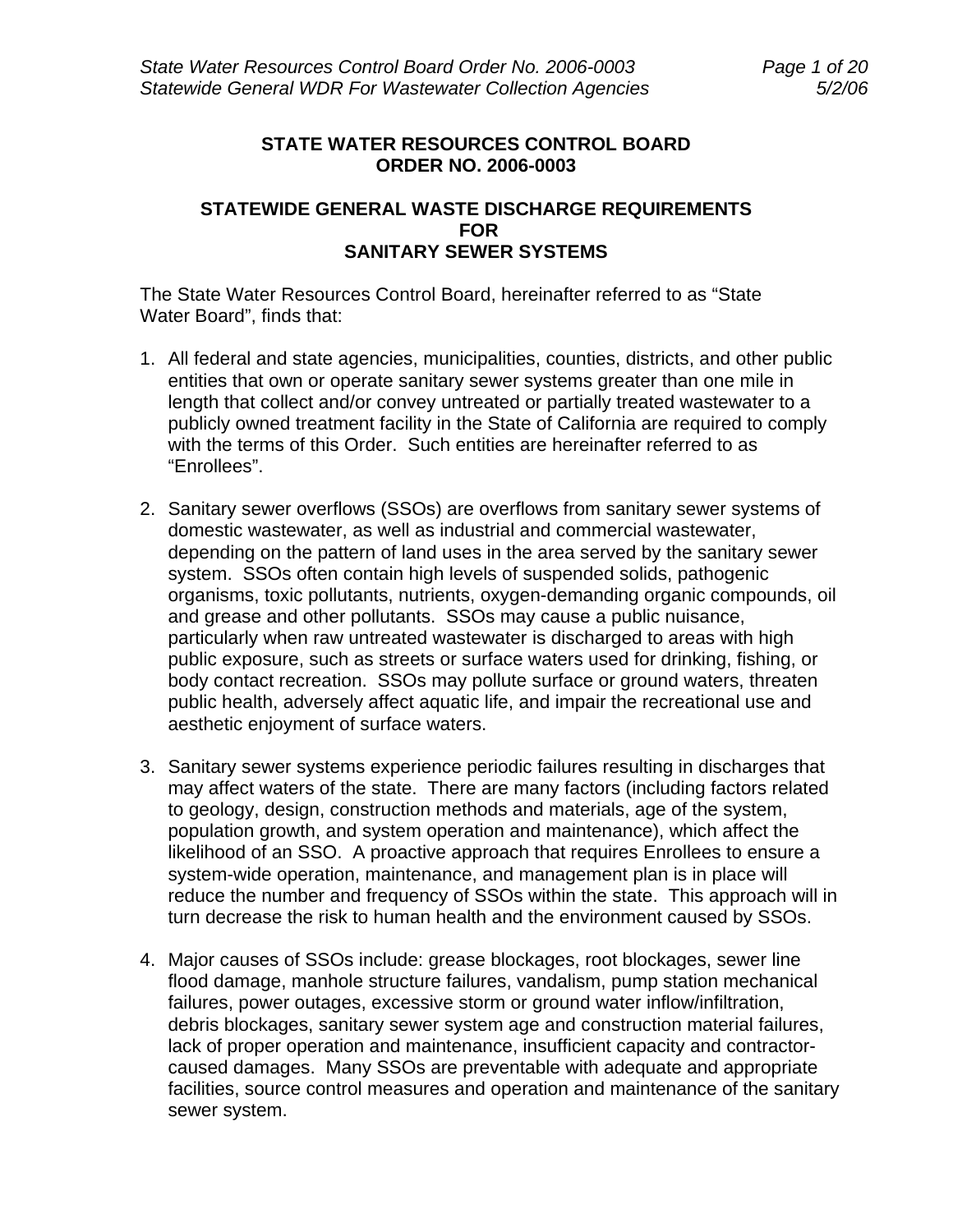# STATE WATER RESOURCES CONTROL BOARD
# ORDER NO. 2006-0003

## STATEWIDE GENERAL WASTE DISCHARGE REQUIREMENTS FOR SANITARY SEWER SYSTEMS

The State Water Resources Control Board, hereinafter referred to as "State Water Board", finds that:

1. All federal and state agencies, municipalities, counties, districts, and other public entities that own or operate sanitary sewer systems greater than one mile in length that collect and/or convey untreated or partially treated wastewater to a publicly owned treatment facility in the State of California are required to comply with the terms of this Order. Such entities are hereinafter referred to as "Enrollees".

2. Sanitary sewer overflows (SSOs) are overflows from sanitary sewer systems of domestic wastewater, as well as industrial and commercial wastewater, depending on the pattern of land uses in the area served by the sanitary sewer system. SSOs often contain high levels of suspended solids, pathogenic organisms, toxic pollutants, nutrients, oxygen-demanding organic compounds, oil and grease and other pollutants. SSOs may cause a public nuisance, particularly when raw untreated wastewater is discharged to areas with high public exposure, such as streets or surface waters used for drinking, fishing, or body contact recreation. SSOs may pollute surface or ground waters, threaten public health, adversely affect aquatic life, and impair the recreational use and aesthetic enjoyment of surface waters.

3. Sanitary sewer systems experience periodic failures resulting in discharges that may affect waters of the state. There are many factors (including factors related to geology, design, construction methods and materials, age of the system, population growth, and system operation and maintenance), which affect the likelihood of an SSO. A proactive approach that requires Enrollees to ensure a system-wide operation, maintenance, and management plan is in place will reduce the number and frequency of SSOs within the state. This approach will in turn decrease the risk to human health and the environment caused by SSOs.

4. Major causes of SSOs include: grease blockages, root blockages, sewer line flood damage, manhole structure failures, vandalism, pump station mechanical failures, power outages, excessive storm or ground water inflow/infiltration, debris blockages, sanitary sewer system age and construction material failures, lack of proper operation and maintenance, insufficient capacity and contractor-caused damages. Many SSOs are preventable with adequate and appropriate facilities, source control measures and operation and maintenance of the sanitary sewer system.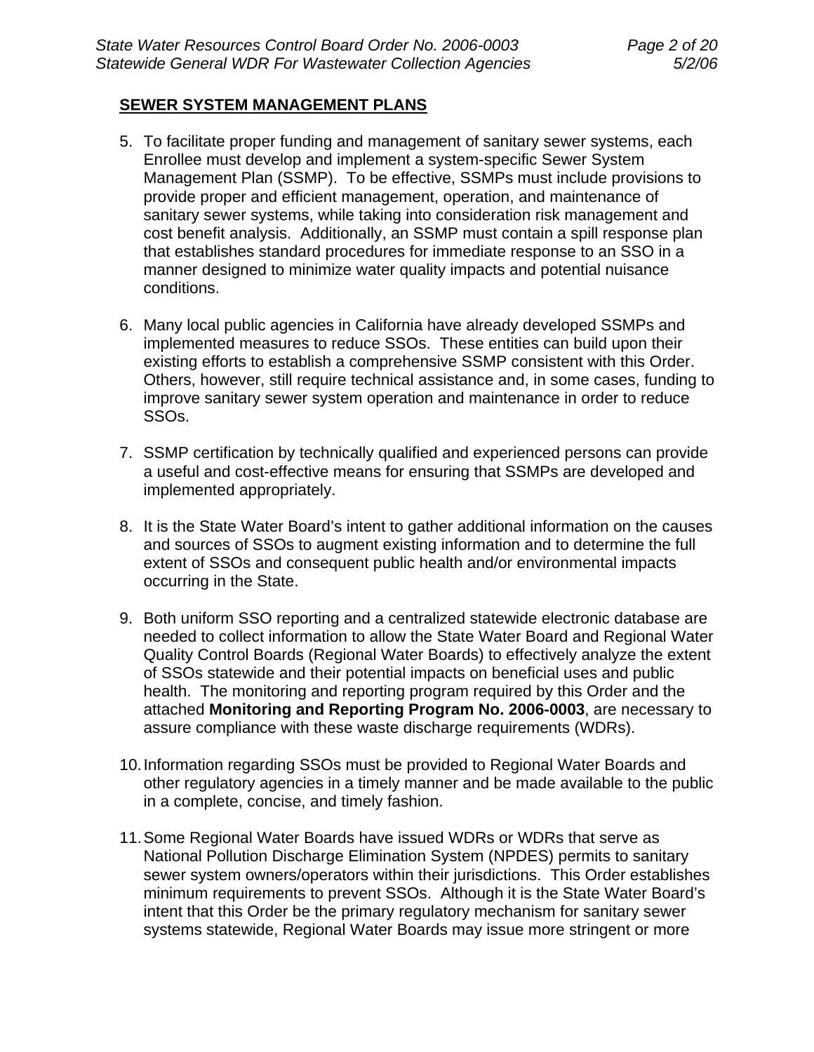**SEWER SYSTEM MANAGEMENT PLANS**

5. To facilitate proper funding and management of sanitary sewer systems, each Enrollee must develop and implement a system-specific Sewer System Management Plan (SSMP). To be effective, SSMPs must include provisions to provide proper and efficient management, operation, and maintenance of sanitary sewer systems, while taking into consideration risk management and cost benefit analysis. Additionally, an SSMP must contain a spill response plan that establishes standard procedures for immediate response to an SSO in a manner designed to minimize water quality impacts and potential nuisance conditions.

6. Many local public agencies in California have already developed SSMPs and implemented measures to reduce SSOs. These entities can build upon their existing efforts to establish a comprehensive SSMP consistent with this Order. Others, however, still require technical assistance and, in some cases, funding to improve sanitary sewer system operation and maintenance in order to reduce SSOs.

7. SSMP certification by technically qualified and experienced persons can provide a useful and cost-effective means for ensuring that SSMPs are developed and implemented appropriately.

8. It is the State Water Board's intent to gather additional information on the causes and sources of SSOs to augment existing information and to determine the full extent of SSOs and consequent public health and/or environmental impacts occurring in the State.

9. Both uniform SSO reporting and a centralized statewide electronic database are needed to collect information to allow the State Water Board and Regional Water Quality Control Boards (Regional Water Boards) to effectively analyze the extent of SSOs statewide and their potential impacts on beneficial uses and public health. The monitoring and reporting program required by this Order and the attached **Monitoring and Reporting Program No. 2006-0003**, are necessary to assure compliance with these waste discharge requirements (WDRs).

10. Information regarding SSOs must be provided to Regional Water Boards and other regulatory agencies in a timely manner and be made available to the public in a complete, concise, and timely fashion.

11. Some Regional Water Boards have issued WDRs or WDRs that serve as National Pollution Discharge Elimination System (NPDES) permits to sanitary sewer system owners/operators within their jurisdictions. This Order establishes minimum requirements to prevent SSOs. Although it is the State Water Board's intent that this Order be the primary regulatory mechanism for sanitary sewer systems statewide, Regional Water Boards may issue more stringent or more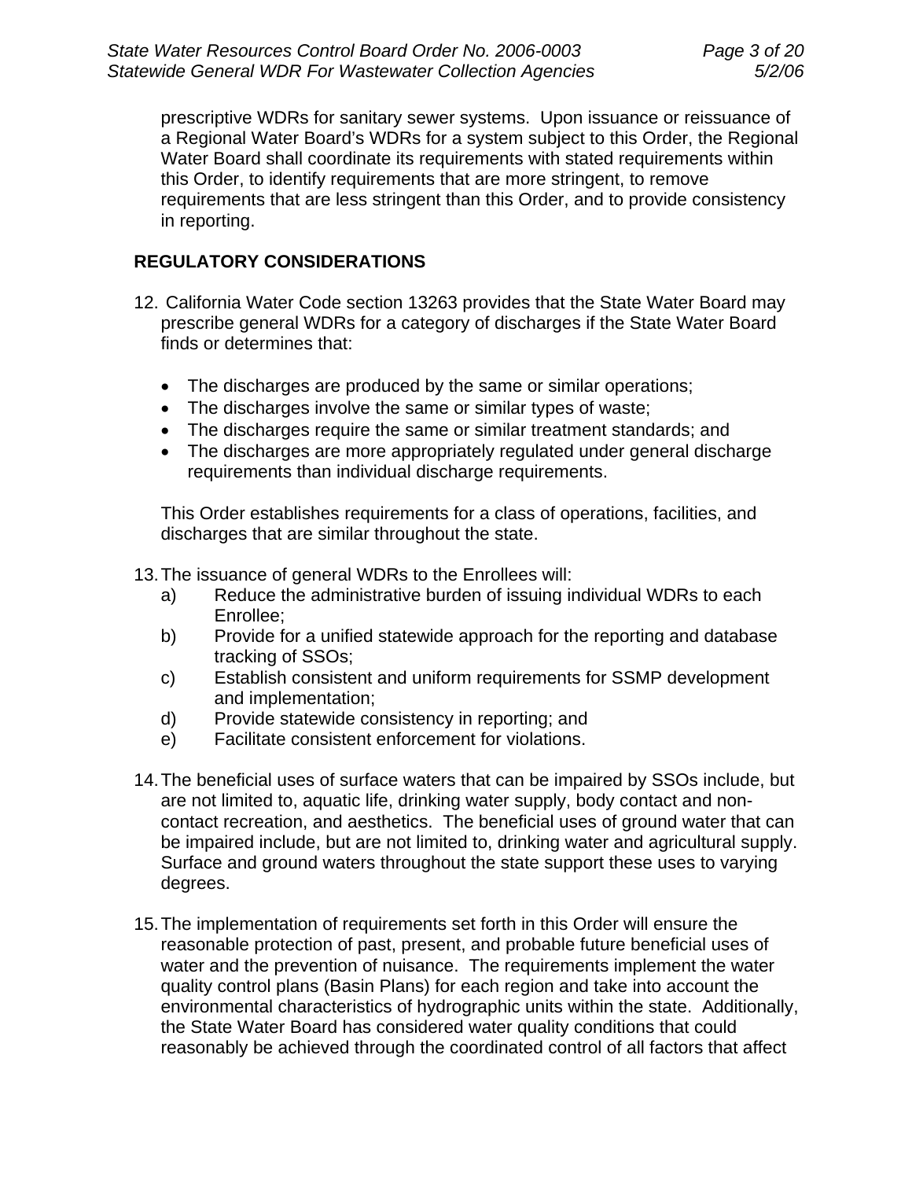prescriptive WDRs for sanitary sewer systems. Upon issuance or reissuance of a Regional Water Board's WDRs for a system subject to this Order, the Regional Water Board shall coordinate its requirements with stated requirements within this Order, to identify requirements that are more stringent, to remove requirements that are less stringent than this Order, and to provide consistency in reporting.

## REGULATORY CONSIDERATIONS

12. California Water Code section 13263 provides that the State Water Board may prescribe general WDRs for a category of discharges if the State Water Board finds or determines that:

    - The discharges are produced by the same or similar operations;
    - The discharges involve the same or similar types of waste;
    - The discharges require the same or similar treatment standards; and
    - The discharges are more appropriately regulated under general discharge requirements than individual discharge requirements.

    This Order establishes requirements for a class of operations, facilities, and discharges that are similar throughout the state.

13. The issuance of general WDRs to the Enrollees will:
    a) Reduce the administrative burden of issuing individual WDRs to each Enrollee;
    b) Provide for a unified statewide approach for the reporting and database tracking of SSOs;
    c) Establish consistent and uniform requirements for SSMP development and implementation;
    d) Provide statewide consistency in reporting; and
    e) Facilitate consistent enforcement for violations.

14. The beneficial uses of surface waters that can be impaired by SSOs include, but are not limited to, aquatic life, drinking water supply, body contact and non-contact recreation, and aesthetics. The beneficial uses of ground water that can be impaired include, but are not limited to, drinking water and agricultural supply. Surface and ground waters throughout the state support these uses to varying degrees.

15. The implementation of requirements set forth in this Order will ensure the reasonable protection of past, present, and probable future beneficial uses of water and the prevention of nuisance. The requirements implement the water quality control plans (Basin Plans) for each region and take into account the environmental characteristics of hydrographic units within the state. Additionally, the State Water Board has considered water quality conditions that could reasonably be achieved through the coordinated control of all factors that affect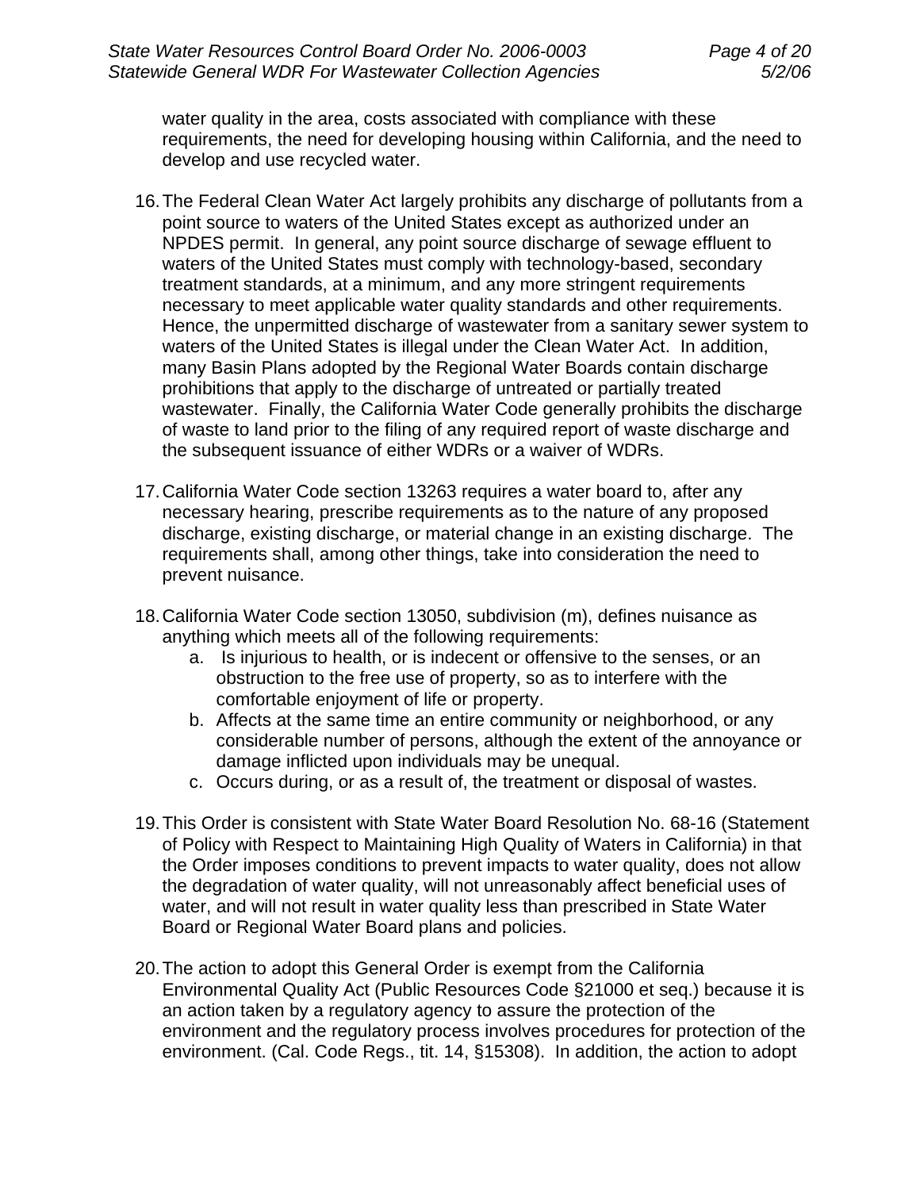water quality in the area, costs associated with compliance with these requirements, the need for developing housing within California, and the need to develop and use recycled water.

16. The Federal Clean Water Act largely prohibits any discharge of pollutants from a point source to waters of the United States except as authorized under an NPDES permit. In general, any point source discharge of sewage effluent to waters of the United States must comply with technology-based, secondary treatment standards, at a minimum, and any more stringent requirements necessary to meet applicable water quality standards and other requirements. Hence, the unpermitted discharge of wastewater from a sanitary sewer system to waters of the United States is illegal under the Clean Water Act. In addition, many Basin Plans adopted by the Regional Water Boards contain discharge prohibitions that apply to the discharge of untreated or partially treated wastewater. Finally, the California Water Code generally prohibits the discharge of waste to land prior to the filing of any required report of waste discharge and the subsequent issuance of either WDRs or a waiver of WDRs.

17. California Water Code section 13263 requires a water board to, after any necessary hearing, prescribe requirements as to the nature of any proposed discharge, existing discharge, or material change in an existing discharge. The requirements shall, among other things, take into consideration the need to prevent nuisance.

18. California Water Code section 13050, subdivision (m), defines nuisance as anything which meets all of the following requirements:
    a. Is injurious to health, or is indecent or offensive to the senses, or an obstruction to the free use of property, so as to interfere with the comfortable enjoyment of life or property.
    b. Affects at the same time an entire community or neighborhood, or any considerable number of persons, although the extent of the annoyance or damage inflicted upon individuals may be unequal.
    c. Occurs during, or as a result of, the treatment or disposal of wastes.

19. This Order is consistent with State Water Board Resolution No. 68-16 (Statement of Policy with Respect to Maintaining High Quality of Waters in California) in that the Order imposes conditions to prevent impacts to water quality, does not allow the degradation of water quality, will not unreasonably affect beneficial uses of water, and will not result in water quality less than prescribed in State Water Board or Regional Water Board plans and policies.

20. The action to adopt this General Order is exempt from the California Environmental Quality Act (Public Resources Code §21000 et seq.) because it is an action taken by a regulatory agency to assure the protection of the environment and the regulatory process involves procedures for protection of the environment. (Cal. Code Regs., tit. 14, §15308). In addition, the action to adopt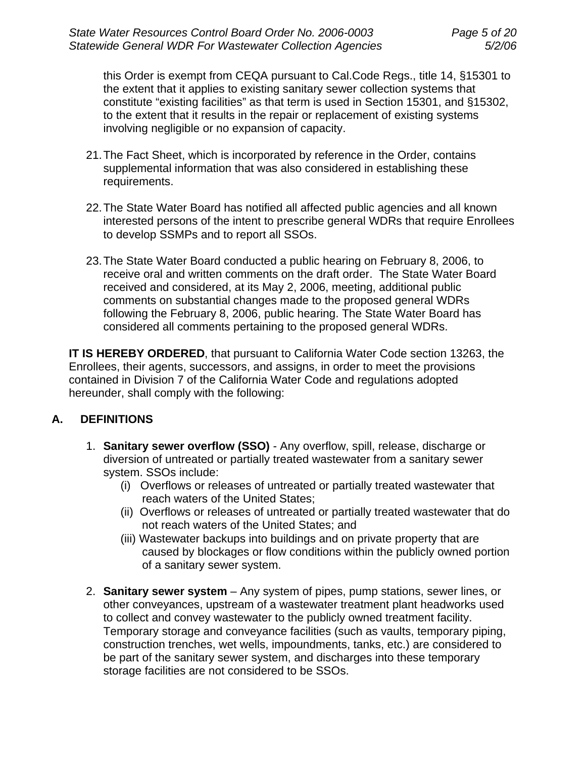this Order is exempt from CEQA pursuant to Cal.Code Regs., title 14, §15301 to the extent that it applies to existing sanitary sewer collection systems that constitute "existing facilities" as that term is used in Section 15301, and §15302, to the extent that it results in the repair or replacement of existing systems involving negligible or no expansion of capacity.

21. The Fact Sheet, which is incorporated by reference in the Order, contains supplemental information that was also considered in establishing these requirements.

22. The State Water Board has notified all affected public agencies and all known interested persons of the intent to prescribe general WDRs that require Enrollees to develop SSMPs and to report all SSOs.

23. The State Water Board conducted a public hearing on February 8, 2006, to receive oral and written comments on the draft order. The State Water Board received and considered, at its May 2, 2006, meeting, additional public comments on substantial changes made to the proposed general WDRs following the February 8, 2006, public hearing. The State Water Board has considered all comments pertaining to the proposed general WDRs.

**IT IS HEREBY ORDERED**, that pursuant to California Water Code section 13263, the Enrollees, their agents, successors, and assigns, in order to meet the provisions contained in Division 7 of the California Water Code and regulations adopted hereunder, shall comply with the following:

## A. DEFINITIONS

1. **Sanitary sewer overflow (SSO)** - Any overflow, spill, release, discharge or diversion of untreated or partially treated wastewater from a sanitary sewer system. SSOs include:
   (i) Overflows or releases of untreated or partially treated wastewater that reach waters of the United States;
   (ii) Overflows or releases of untreated or partially treated wastewater that do not reach waters of the United States; and
   (iii) Wastewater backups into buildings and on private property that are caused by blockages or flow conditions within the publicly owned portion of a sanitary sewer system.

2. **Sanitary sewer system** – Any system of pipes, pump stations, sewer lines, or other conveyances, upstream of a wastewater treatment plant headworks used to collect and convey wastewater to the publicly owned treatment facility. Temporary storage and conveyance facilities (such as vaults, temporary piping, construction trenches, wet wells, impoundments, tanks, etc.) are considered to be part of the sanitary sewer system, and discharges into these temporary storage facilities are not considered to be SSOs.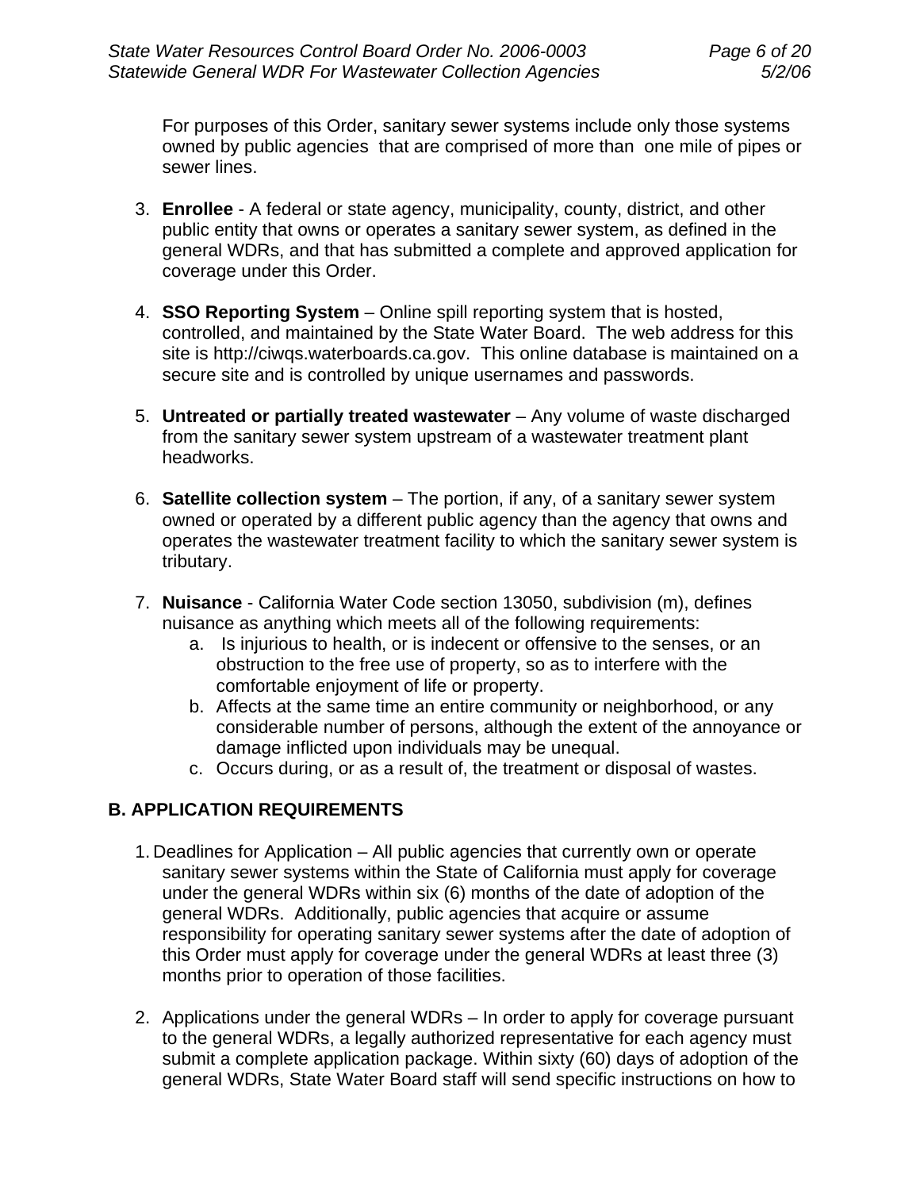For purposes of this Order, sanitary sewer systems include only those systems owned by public agencies that are comprised of more than one mile of pipes or sewer lines.

3. **Enrollee** - A federal or state agency, municipality, county, district, and other public entity that owns or operates a sanitary sewer system, as defined in the general WDRs, and that has submitted a complete and approved application for coverage under this Order.

4. **SSO Reporting System** – Online spill reporting system that is hosted, controlled, and maintained by the State Water Board. The web address for this site is http://ciwqs.waterboards.ca.gov. This online database is maintained on a secure site and is controlled by unique usernames and passwords.

5. **Untreated or partially treated wastewater** – Any volume of waste discharged from the sanitary sewer system upstream of a wastewater treatment plant headworks.

6. **Satellite collection system** – The portion, if any, of a sanitary sewer system owned or operated by a different public agency than the agency that owns and operates the wastewater treatment facility to which the sanitary sewer system is tributary.

7. **Nuisance** - California Water Code section 13050, subdivision (m), defines nuisance as anything which meets all of the following requirements:
   a. Is injurious to health, or is indecent or offensive to the senses, or an obstruction to the free use of property, so as to interfere with the comfortable enjoyment of life or property.
   b. Affects at the same time an entire community or neighborhood, or any considerable number of persons, although the extent of the annoyance or damage inflicted upon individuals may be unequal.
   c. Occurs during, or as a result of, the treatment or disposal of wastes.

## B. APPLICATION REQUIREMENTS

1. Deadlines for Application – All public agencies that currently own or operate sanitary sewer systems within the State of California must apply for coverage under the general WDRs within six (6) months of the date of adoption of the general WDRs. Additionally, public agencies that acquire or assume responsibility for operating sanitary sewer systems after the date of adoption of this Order must apply for coverage under the general WDRs at least three (3) months prior to operation of those facilities.

2. Applications under the general WDRs – In order to apply for coverage pursuant to the general WDRs, a legally authorized representative for each agency must submit a complete application package. Within sixty (60) days of adoption of the general WDRs, State Water Board staff will send specific instructions on how to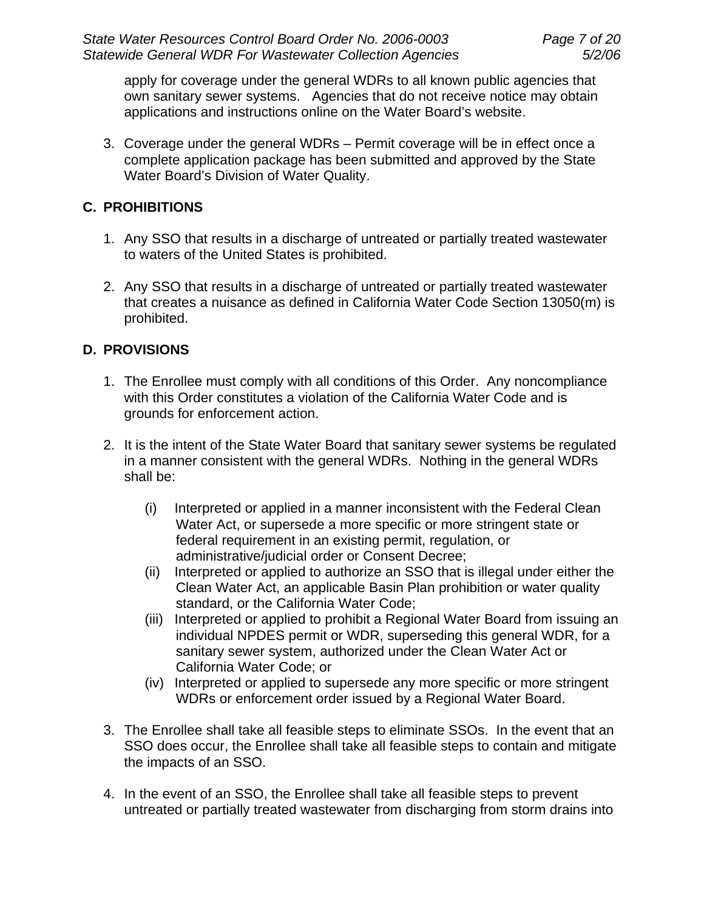apply for coverage under the general WDRs to all known public agencies that own sanitary sewer systems. Agencies that do not receive notice may obtain applications and instructions online on the Water Board's website.

3. Coverage under the general WDRs – Permit coverage will be in effect once a complete application package has been submitted and approved by the State Water Board's Division of Water Quality.

## C. PROHIBITIONS

1. Any SSO that results in a discharge of untreated or partially treated wastewater to waters of the United States is prohibited.

2. Any SSO that results in a discharge of untreated or partially treated wastewater that creates a nuisance as defined in California Water Code Section 13050(m) is prohibited.

## D. PROVISIONS

1. The Enrollee must comply with all conditions of this Order. Any noncompliance with this Order constitutes a violation of the California Water Code and is grounds for enforcement action.

2. It is the intent of the State Water Board that sanitary sewer systems be regulated in a manner consistent with the general WDRs. Nothing in the general WDRs shall be:

   (i) Interpreted or applied in a manner inconsistent with the Federal Clean Water Act, or supersede a more specific or more stringent state or federal requirement in an existing permit, regulation, or administrative/judicial order or Consent Decree;
   (ii) Interpreted or applied to authorize an SSO that is illegal under either the Clean Water Act, an applicable Basin Plan prohibition or water quality standard, or the California Water Code;
   (iii) Interpreted or applied to prohibit a Regional Water Board from issuing an individual NPDES permit or WDR, superseding this general WDR, for a sanitary sewer system, authorized under the Clean Water Act or California Water Code; or
   (iv) Interpreted or applied to supersede any more specific or more stringent WDRs or enforcement order issued by a Regional Water Board.

3. The Enrollee shall take all feasible steps to eliminate SSOs. In the event that an SSO does occur, the Enrollee shall take all feasible steps to contain and mitigate the impacts of an SSO.

4. In the event of an SSO, the Enrollee shall take all feasible steps to prevent untreated or partially treated wastewater from discharging from storm drains into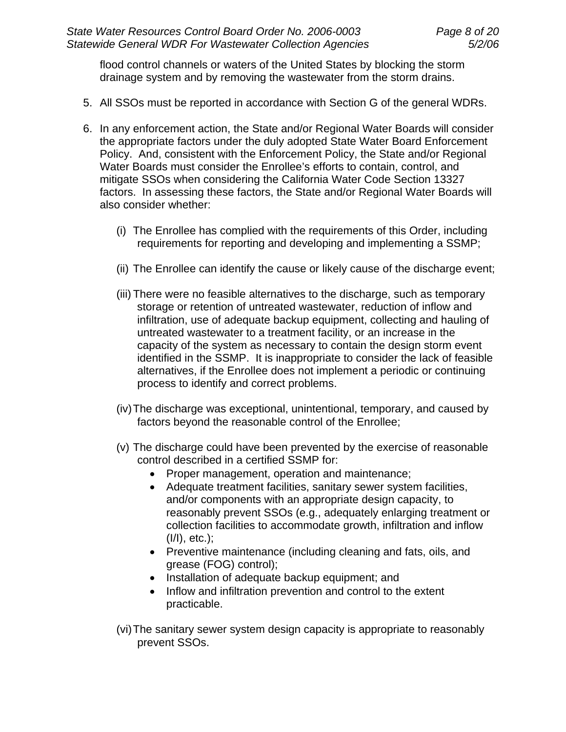flood control channels or waters of the United States by blocking the storm drainage system and by removing the wastewater from the storm drains.

5. All SSOs must be reported in accordance with Section G of the general WDRs.

6. In any enforcement action, the State and/or Regional Water Boards will consider the appropriate factors under the duly adopted State Water Board Enforcement Policy. And, consistent with the Enforcement Policy, the State and/or Regional Water Boards must consider the Enrollee's efforts to contain, control, and mitigate SSOs when considering the California Water Code Section 13327 factors. In assessing these factors, the State and/or Regional Water Boards will also consider whether:

   (i) The Enrollee has complied with the requirements of this Order, including requirements for reporting and developing and implementing a SSMP;

   (ii) The Enrollee can identify the cause or likely cause of the discharge event;

   (iii) There were no feasible alternatives to the discharge, such as temporary storage or retention of untreated wastewater, reduction of inflow and infiltration, use of adequate backup equipment, collecting and hauling of untreated wastewater to a treatment facility, or an increase in the capacity of the system as necessary to contain the design storm event identified in the SSMP. It is inappropriate to consider the lack of feasible alternatives, if the Enrollee does not implement a periodic or continuing process to identify and correct problems.

   (iv) The discharge was exceptional, unintentional, temporary, and caused by factors beyond the reasonable control of the Enrollee;

   (v) The discharge could have been prevented by the exercise of reasonable control described in a certified SSMP for:
      - Proper management, operation and maintenance;
      - Adequate treatment facilities, sanitary sewer system facilities, and/or components with an appropriate design capacity, to reasonably prevent SSOs (e.g., adequately enlarging treatment or collection facilities to accommodate growth, infiltration and inflow (I/I), etc.);
      - Preventive maintenance (including cleaning and fats, oils, and grease (FOG) control);
      - Installation of adequate backup equipment; and
      - Inflow and infiltration prevention and control to the extent practicable.

   (vi) The sanitary sewer system design capacity is appropriate to reasonably prevent SSOs.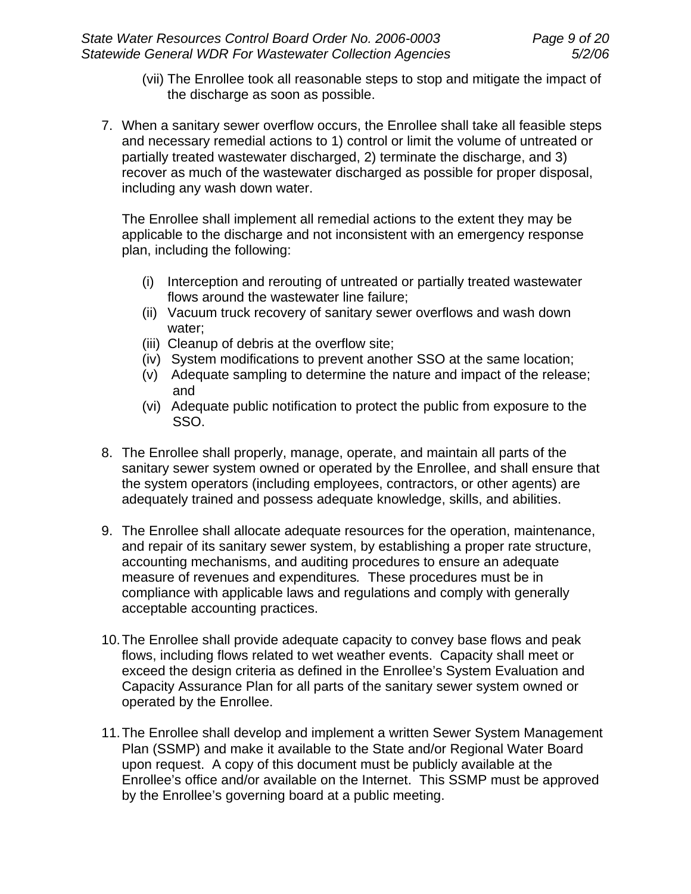(vii) The Enrollee took all reasonable steps to stop and mitigate the impact of the discharge as soon as possible.

7. When a sanitary sewer overflow occurs, the Enrollee shall take all feasible steps and necessary remedial actions to 1) control or limit the volume of untreated or partially treated wastewater discharged, 2) terminate the discharge, and 3) recover as much of the wastewater discharged as possible for proper disposal, including any wash down water.

   The Enrollee shall implement all remedial actions to the extent they may be applicable to the discharge and not inconsistent with an emergency response plan, including the following:

   (i) Interception and rerouting of untreated or partially treated wastewater flows around the wastewater line failure;
   (ii) Vacuum truck recovery of sanitary sewer overflows and wash down water;
   (iii) Cleanup of debris at the overflow site;
   (iv) System modifications to prevent another SSO at the same location;
   (v) Adequate sampling to determine the nature and impact of the release; and
   (vi) Adequate public notification to protect the public from exposure to the SSO.

8. The Enrollee shall properly, manage, operate, and maintain all parts of the sanitary sewer system owned or operated by the Enrollee, and shall ensure that the system operators (including employees, contractors, or other agents) are adequately trained and possess adequate knowledge, skills, and abilities.

9. The Enrollee shall allocate adequate resources for the operation, maintenance, and repair of its sanitary sewer system, by establishing a proper rate structure, accounting mechanisms, and auditing procedures to ensure an adequate measure of revenues and expenditures. These procedures must be in compliance with applicable laws and regulations and comply with generally acceptable accounting practices.

10. The Enrollee shall provide adequate capacity to convey base flows and peak flows, including flows related to wet weather events. Capacity shall meet or exceed the design criteria as defined in the Enrollee's System Evaluation and Capacity Assurance Plan for all parts of the sanitary sewer system owned or operated by the Enrollee.

11. The Enrollee shall develop and implement a written Sewer System Management Plan (SSMP) and make it available to the State and/or Regional Water Board upon request. A copy of this document must be publicly available at the Enrollee's office and/or available on the Internet. This SSMP must be approved by the Enrollee's governing board at a public meeting.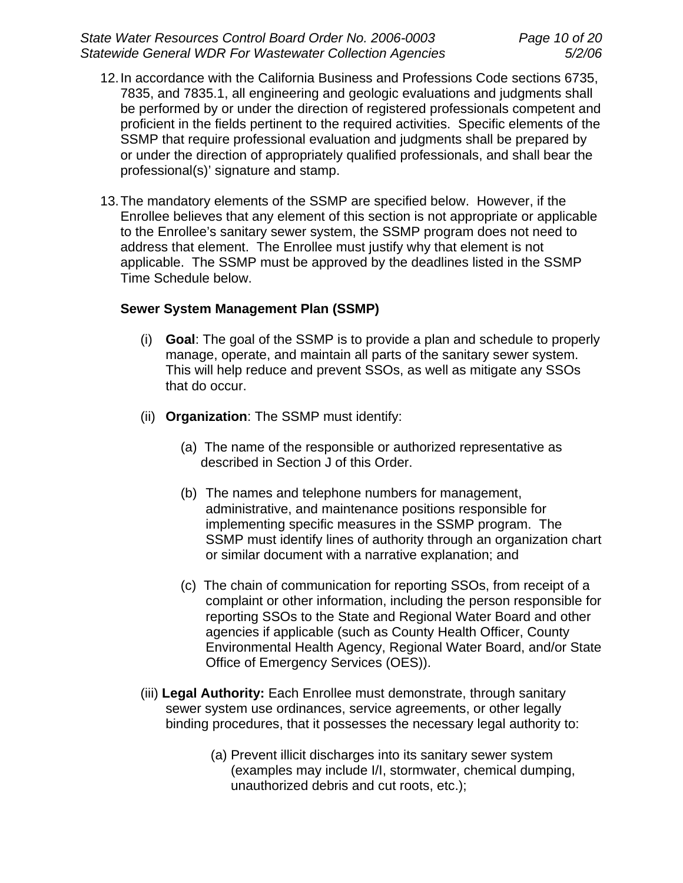12. In accordance with the California Business and Professions Code sections 6735, 7835, and 7835.1, all engineering and geologic evaluations and judgments shall be performed by or under the direction of registered professionals competent and proficient in the fields pertinent to the required activities. Specific elements of the SSMP that require professional evaluation and judgments shall be prepared by or under the direction of appropriately qualified professionals, and shall bear the professional(s)' signature and stamp.

13. The mandatory elements of the SSMP are specified below. However, if the Enrollee believes that any element of this section is not appropriate or applicable to the Enrollee's sanitary sewer system, the SSMP program does not need to address that element. The Enrollee must justify why that element is not applicable. The SSMP must be approved by the deadlines listed in the SSMP Time Schedule below.

**Sewer System Management Plan (SSMP)**

(i) **Goal**: The goal of the SSMP is to provide a plan and schedule to properly manage, operate, and maintain all parts of the sanitary sewer system. This will help reduce and prevent SSOs, as well as mitigate any SSOs that do occur.

(ii) **Organization**: The SSMP must identify:

(a) The name of the responsible or authorized representative as described in Section J of this Order.

(b) The names and telephone numbers for management, administrative, and maintenance positions responsible for implementing specific measures in the SSMP program. The SSMP must identify lines of authority through an organization chart or similar document with a narrative explanation; and

(c) The chain of communication for reporting SSOs, from receipt of a complaint or other information, including the person responsible for reporting SSOs to the State and Regional Water Board and other agencies if applicable (such as County Health Officer, County Environmental Health Agency, Regional Water Board, and/or State Office of Emergency Services (OES)).

(iii) **Legal Authority:** Each Enrollee must demonstrate, through sanitary sewer system use ordinances, service agreements, or other legally binding procedures, that it possesses the necessary legal authority to:

(a) Prevent illicit discharges into its sanitary sewer system (examples may include I/I, stormwater, chemical dumping, unauthorized debris and cut roots, etc.);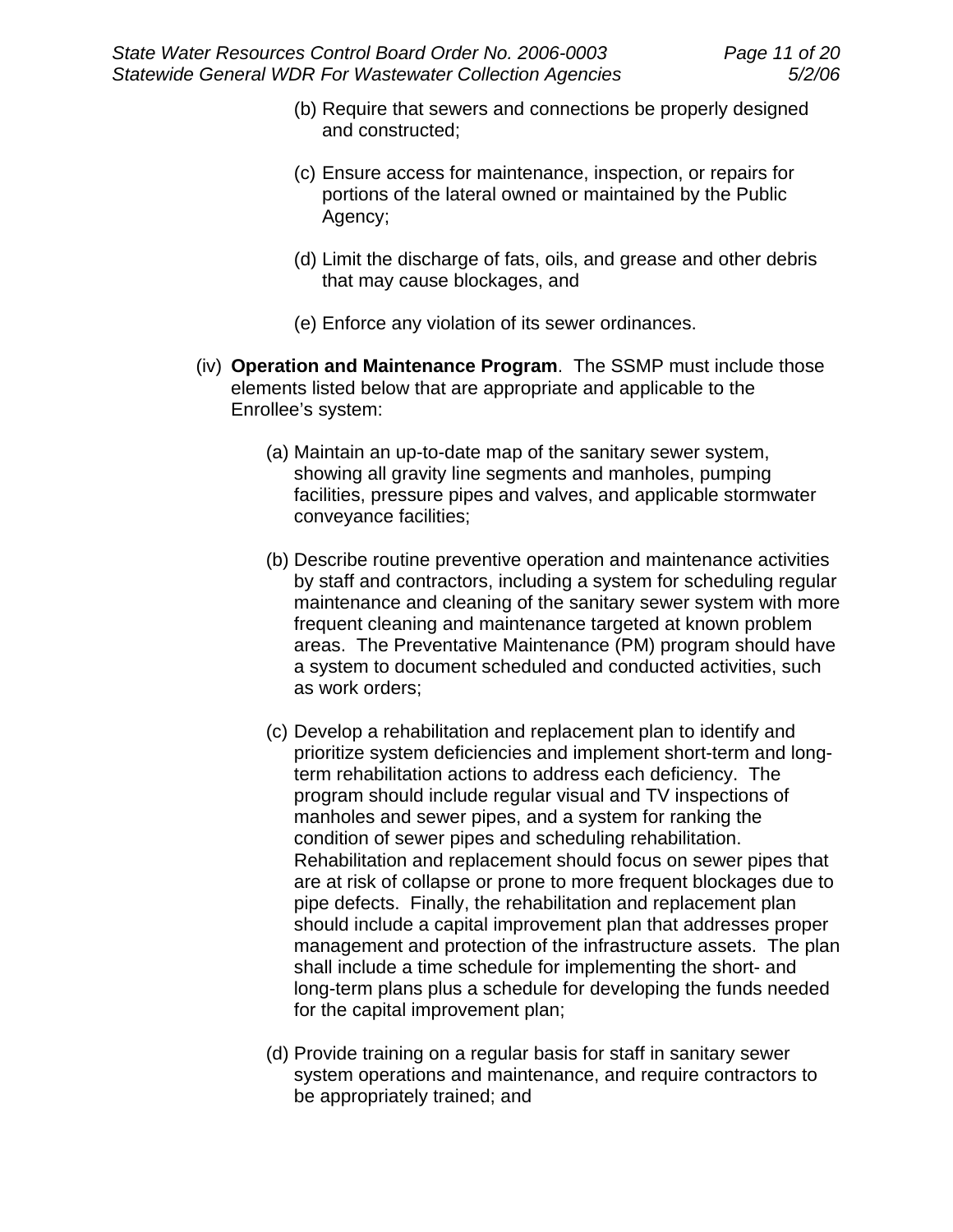(b) Require that sewers and connections be properly designed and constructed;

(c) Ensure access for maintenance, inspection, or repairs for portions of the lateral owned or maintained by the Public Agency;

(d) Limit the discharge of fats, oils, and grease and other debris that may cause blockages, and

(e) Enforce any violation of its sewer ordinances.

(iv) **Operation and Maintenance Program**. The SSMP must include those elements listed below that are appropriate and applicable to the Enrollee's system:

(a) Maintain an up-to-date map of the sanitary sewer system, showing all gravity line segments and manholes, pumping facilities, pressure pipes and valves, and applicable stormwater conveyance facilities;

(b) Describe routine preventive operation and maintenance activities by staff and contractors, including a system for scheduling regular maintenance and cleaning of the sanitary sewer system with more frequent cleaning and maintenance targeted at known problem areas. The Preventative Maintenance (PM) program should have a system to document scheduled and conducted activities, such as work orders;

(c) Develop a rehabilitation and replacement plan to identify and prioritize system deficiencies and implement short-term and long-term rehabilitation actions to address each deficiency. The program should include regular visual and TV inspections of manholes and sewer pipes, and a system for ranking the condition of sewer pipes and scheduling rehabilitation. Rehabilitation and replacement should focus on sewer pipes that are at risk of collapse or prone to more frequent blockages due to pipe defects. Finally, the rehabilitation and replacement plan should include a capital improvement plan that addresses proper management and protection of the infrastructure assets. The plan shall include a time schedule for implementing the short- and long-term plans plus a schedule for developing the funds needed for the capital improvement plan;

(d) Provide training on a regular basis for staff in sanitary sewer system operations and maintenance, and require contractors to be appropriately trained; and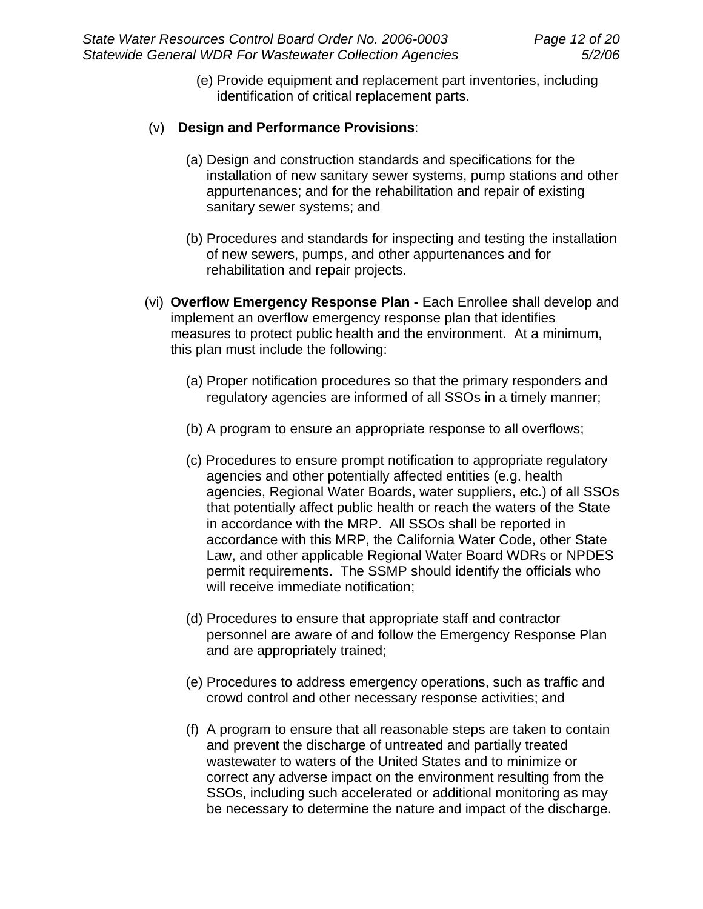(e) Provide equipment and replacement part inventories, including identification of critical replacement parts.

(v) **Design and Performance Provisions**:

(a) Design and construction standards and specifications for the installation of new sanitary sewer systems, pump stations and other appurtenances; and for the rehabilitation and repair of existing sanitary sewer systems; and

(b) Procedures and standards for inspecting and testing the installation of new sewers, pumps, and other appurtenances and for rehabilitation and repair projects.

(vi) **Overflow Emergency Response Plan -** Each Enrollee shall develop and implement an overflow emergency response plan that identifies measures to protect public health and the environment. At a minimum, this plan must include the following:

(a) Proper notification procedures so that the primary responders and regulatory agencies are informed of all SSOs in a timely manner;

(b) A program to ensure an appropriate response to all overflows;

(c) Procedures to ensure prompt notification to appropriate regulatory agencies and other potentially affected entities (e.g. health agencies, Regional Water Boards, water suppliers, etc.) of all SSOs that potentially affect public health or reach the waters of the State in accordance with the MRP. All SSOs shall be reported in accordance with this MRP, the California Water Code, other State Law, and other applicable Regional Water Board WDRs or NPDES permit requirements. The SSMP should identify the officials who will receive immediate notification;

(d) Procedures to ensure that appropriate staff and contractor personnel are aware of and follow the Emergency Response Plan and are appropriately trained;

(e) Procedures to address emergency operations, such as traffic and crowd control and other necessary response activities; and

(f) A program to ensure that all reasonable steps are taken to contain and prevent the discharge of untreated and partially treated wastewater to waters of the United States and to minimize or correct any adverse impact on the environment resulting from the SSOs, including such accelerated or additional monitoring as may be necessary to determine the nature and impact of the discharge.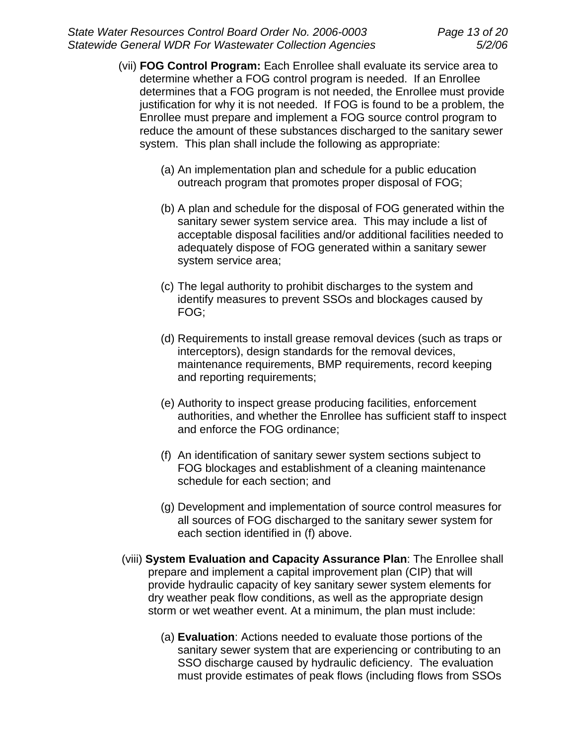(vii) **FOG Control Program:** Each Enrollee shall evaluate its service area to determine whether a FOG control program is needed. If an Enrollee determines that a FOG program is not needed, the Enrollee must provide justification for why it is not needed. If FOG is found to be a problem, the Enrollee must prepare and implement a FOG source control program to reduce the amount of these substances discharged to the sanitary sewer system. This plan shall include the following as appropriate:

(a) An implementation plan and schedule for a public education outreach program that promotes proper disposal of FOG;

(b) A plan and schedule for the disposal of FOG generated within the sanitary sewer system service area. This may include a list of acceptable disposal facilities and/or additional facilities needed to adequately dispose of FOG generated within a sanitary sewer system service area;

(c) The legal authority to prohibit discharges to the system and identify measures to prevent SSOs and blockages caused by FOG;

(d) Requirements to install grease removal devices (such as traps or interceptors), design standards for the removal devices, maintenance requirements, BMP requirements, record keeping and reporting requirements;

(e) Authority to inspect grease producing facilities, enforcement authorities, and whether the Enrollee has sufficient staff to inspect and enforce the FOG ordinance;

(f) An identification of sanitary sewer system sections subject to FOG blockages and establishment of a cleaning maintenance schedule for each section; and

(g) Development and implementation of source control measures for all sources of FOG discharged to the sanitary sewer system for each section identified in (f) above.

(viii) **System Evaluation and Capacity Assurance Plan**: The Enrollee shall prepare and implement a capital improvement plan (CIP) that will provide hydraulic capacity of key sanitary sewer system elements for dry weather peak flow conditions, as well as the appropriate design storm or wet weather event. At a minimum, the plan must include:

(a) **Evaluation**: Actions needed to evaluate those portions of the sanitary sewer system that are experiencing or contributing to an SSO discharge caused by hydraulic deficiency. The evaluation must provide estimates of peak flows (including flows from SSOs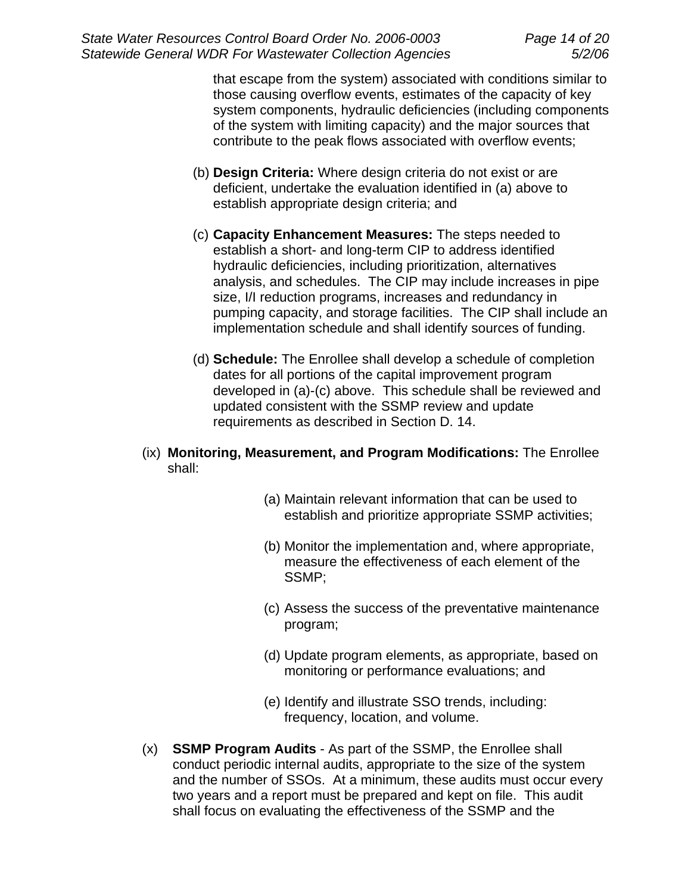that escape from the system) associated with conditions similar to those causing overflow events, estimates of the capacity of key system components, hydraulic deficiencies (including components of the system with limiting capacity) and the major sources that contribute to the peak flows associated with overflow events;

(b) **Design Criteria:** Where design criteria do not exist or are deficient, undertake the evaluation identified in (a) above to establish appropriate design criteria; and

(c) **Capacity Enhancement Measures:** The steps needed to establish a short- and long-term CIP to address identified hydraulic deficiencies, including prioritization, alternatives analysis, and schedules. The CIP may include increases in pipe size, I/I reduction programs, increases and redundancy in pumping capacity, and storage facilities. The CIP shall include an implementation schedule and shall identify sources of funding.

(d) **Schedule:** The Enrollee shall develop a schedule of completion dates for all portions of the capital improvement program developed in (a)-(c) above. This schedule shall be reviewed and updated consistent with the SSMP review and update requirements as described in Section D. 14.

(ix) **Monitoring, Measurement, and Program Modifications:** The Enrollee shall:

(a) Maintain relevant information that can be used to establish and prioritize appropriate SSMP activities;

(b) Monitor the implementation and, where appropriate, measure the effectiveness of each element of the SSMP;

(c) Assess the success of the preventative maintenance program;

(d) Update program elements, as appropriate, based on monitoring or performance evaluations; and

(e) Identify and illustrate SSO trends, including: frequency, location, and volume.

(x) **SSMP Program Audits** - As part of the SSMP, the Enrollee shall conduct periodic internal audits, appropriate to the size of the system and the number of SSOs. At a minimum, these audits must occur every two years and a report must be prepared and kept on file. This audit shall focus on evaluating the effectiveness of the SSMP and the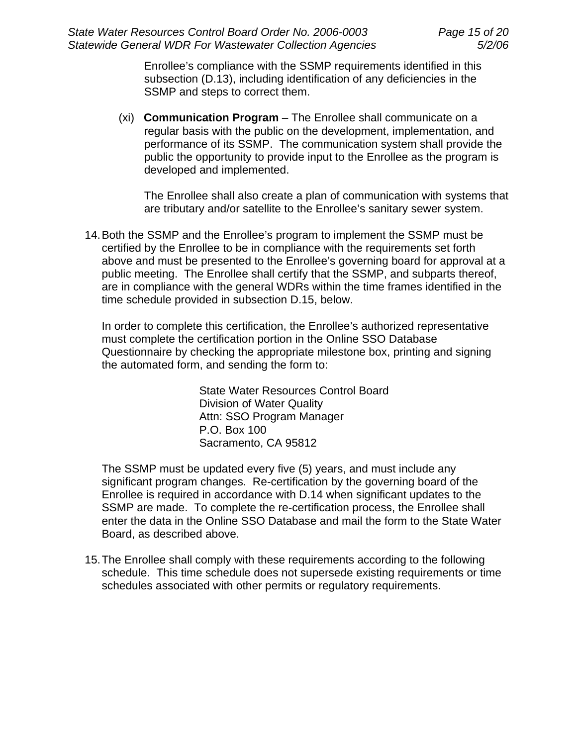Enrollee’s compliance with the SSMP requirements identified in this subsection (D.13), including identification of any deficiencies in the SSMP and steps to correct them.

(xi) **Communication Program** – The Enrollee shall communicate on a regular basis with the public on the development, implementation, and performance of its SSMP. The communication system shall provide the public the opportunity to provide input to the Enrollee as the program is developed and implemented.

The Enrollee shall also create a plan of communication with systems that are tributary and/or satellite to the Enrollee’s sanitary sewer system.

14. Both the SSMP and the Enrollee’s program to implement the SSMP must be certified by the Enrollee to be in compliance with the requirements set forth above and must be presented to the Enrollee’s governing board for approval at a public meeting. The Enrollee shall certify that the SSMP, and subparts thereof, are in compliance with the general WDRs within the time frames identified in the time schedule provided in subsection D.15, below.

    In order to complete this certification, the Enrollee’s authorized representative must complete the certification portion in the Online SSO Database Questionnaire by checking the appropriate milestone box, printing and signing the automated form, and sending the form to:

    State Water Resources Control Board
    Division of Water Quality
    Attn: SSO Program Manager
    P.O. Box 100
    Sacramento, CA 95812

    The SSMP must be updated every five (5) years, and must include any significant program changes. Re-certification by the governing board of the Enrollee is required in accordance with D.14 when significant updates to the SSMP are made. To complete the re-certification process, the Enrollee shall enter the data in the Online SSO Database and mail the form to the State Water Board, as described above.

15. The Enrollee shall comply with these requirements according to the following schedule. This time schedule does not supersede existing requirements or time schedules associated with other permits or regulatory requirements.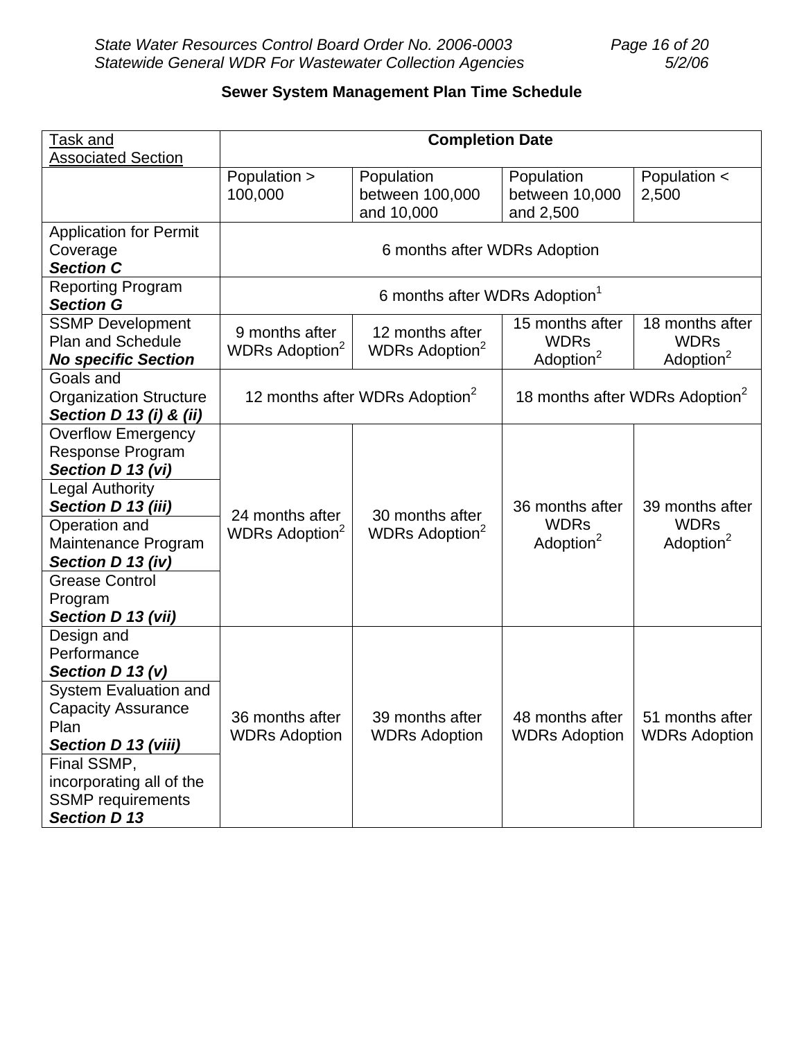**Sewer System Management Plan Time Schedule**

| Task and Associated Section | Completion Date | | | |
|---|---|---|---|---|
| | Population > 100,000 | Population between 100,000 and 10,000 | Population between 10,000 and 2,500 | Population < 2,500 |
| Application for Permit Coverage ***Section C*** | 6 months after WDRs Adoption | | | |
| Reporting Program ***Section G*** | 6 months after WDRs Adoption[1] | | | |
| SSMP Development Plan and Schedule ***No specific Section*** | 9 months after WDRs Adoption[2] | 12 months after WDRs Adoption[2] | 15 months after WDRs Adoption[2] | 18 months after WDRs Adoption[2] |
| Goals and Organization Structure ***Section D 13 (i) & (ii)*** | 12 months after WDRs Adoption[2] | | 18 months after WDRs Adoption[2] | |
| Overflow Emergency Response Program ***Section D 13 (vi)*** | 24 months after WDRs Adoption[2] | 30 months after WDRs Adoption[2] | 36 months after WDRs Adoption[2] | 39 months after WDRs Adoption[2] |
| Legal Authority ***Section D 13 (iii)*** | | | | |
| Operation and Maintenance Program ***Section D 13 (iv)*** | | | | |
| Grease Control Program ***Section D 13 (vii)*** | | | | |
| Design and Performance ***Section D 13 (v)*** | 36 months after WDRs Adoption | 39 months after WDRs Adoption | 48 months after WDRs Adoption | 51 months after WDRs Adoption |
| System Evaluation and Capacity Assurance Plan ***Section D 13 (viii)*** | | | | |
| Final SSMP, incorporating all of the SSMP requirements ***Section D 13*** | | | | |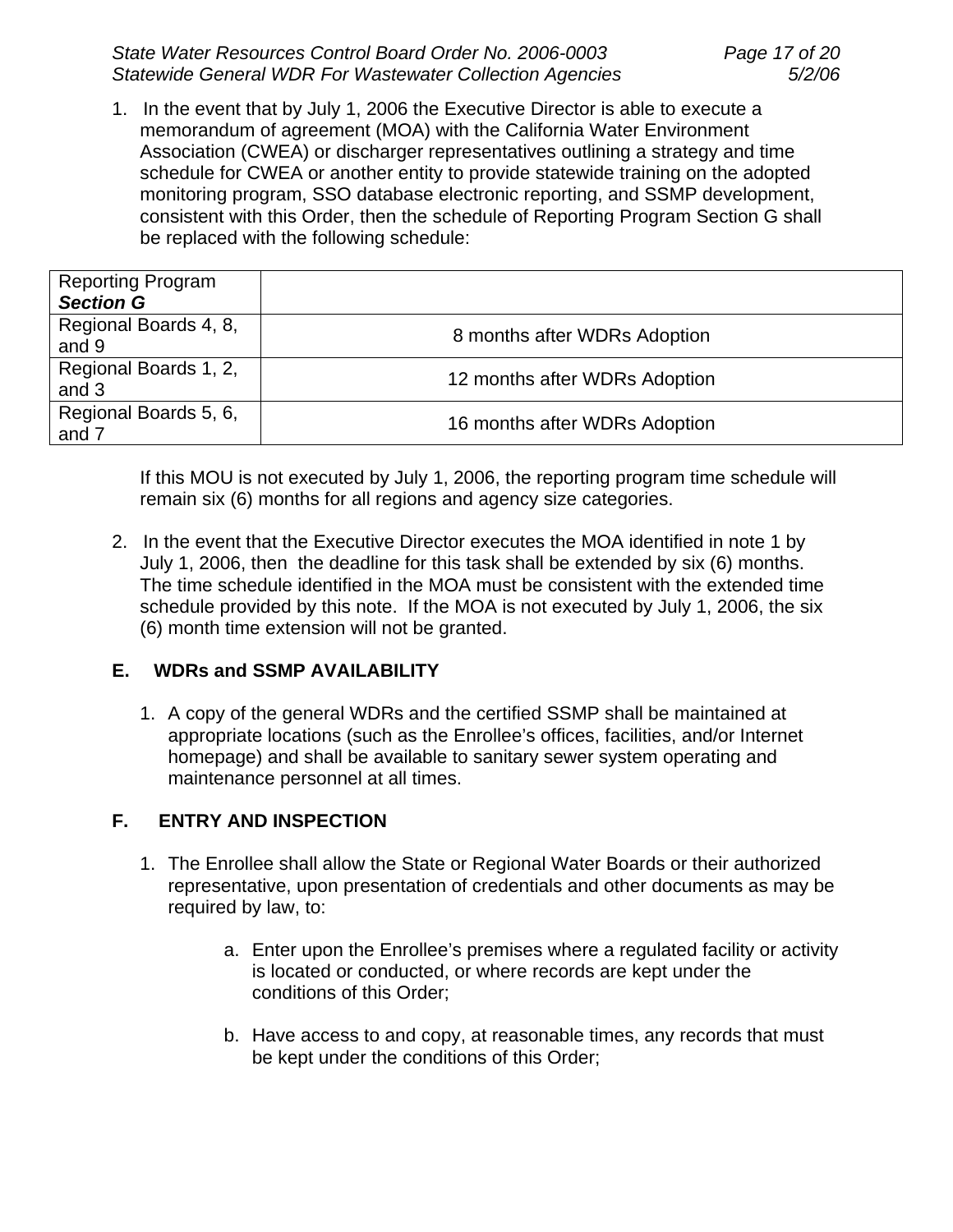1. In the event that by July 1, 2006 the Executive Director is able to execute a memorandum of agreement (MOA) with the California Water Environment Association (CWEA) or discharger representatives outlining a strategy and time schedule for CWEA or another entity to provide statewide training on the adopted monitoring program, SSO database electronic reporting, and SSMP development, consistent with this Order, then the schedule of Reporting Program Section G shall be replaced with the following schedule:

| Reporting Program ***Section G*** | |
|---|---|
| Regional Boards 4, 8, and 9 | 8 months after WDRs Adoption |
| Regional Boards 1, 2, and 3 | 12 months after WDRs Adoption |
| Regional Boards 5, 6, and 7 | 16 months after WDRs Adoption |

If this MOU is not executed by July 1, 2006, the reporting program time schedule will remain six (6) months for all regions and agency size categories.

2. In the event that the Executive Director executes the MOA identified in note 1 by July 1, 2006, then the deadline for this task shall be extended by six (6) months. The time schedule identified in the MOA must be consistent with the extended time schedule provided by this note. If the MOA is not executed by July 1, 2006, the six (6) month time extension will not be granted.

## E. WDRs and SSMP AVAILABILITY

1. A copy of the general WDRs and the certified SSMP shall be maintained at appropriate locations (such as the Enrollee's offices, facilities, and/or Internet homepage) and shall be available to sanitary sewer system operating and maintenance personnel at all times.

## F. ENTRY AND INSPECTION

1. The Enrollee shall allow the State or Regional Water Boards or their authorized representative, upon presentation of credentials and other documents as may be required by law, to:

   a. Enter upon the Enrollee's premises where a regulated facility or activity is located or conducted, or where records are kept under the conditions of this Order;

   b. Have access to and copy, at reasonable times, any records that must be kept under the conditions of this Order;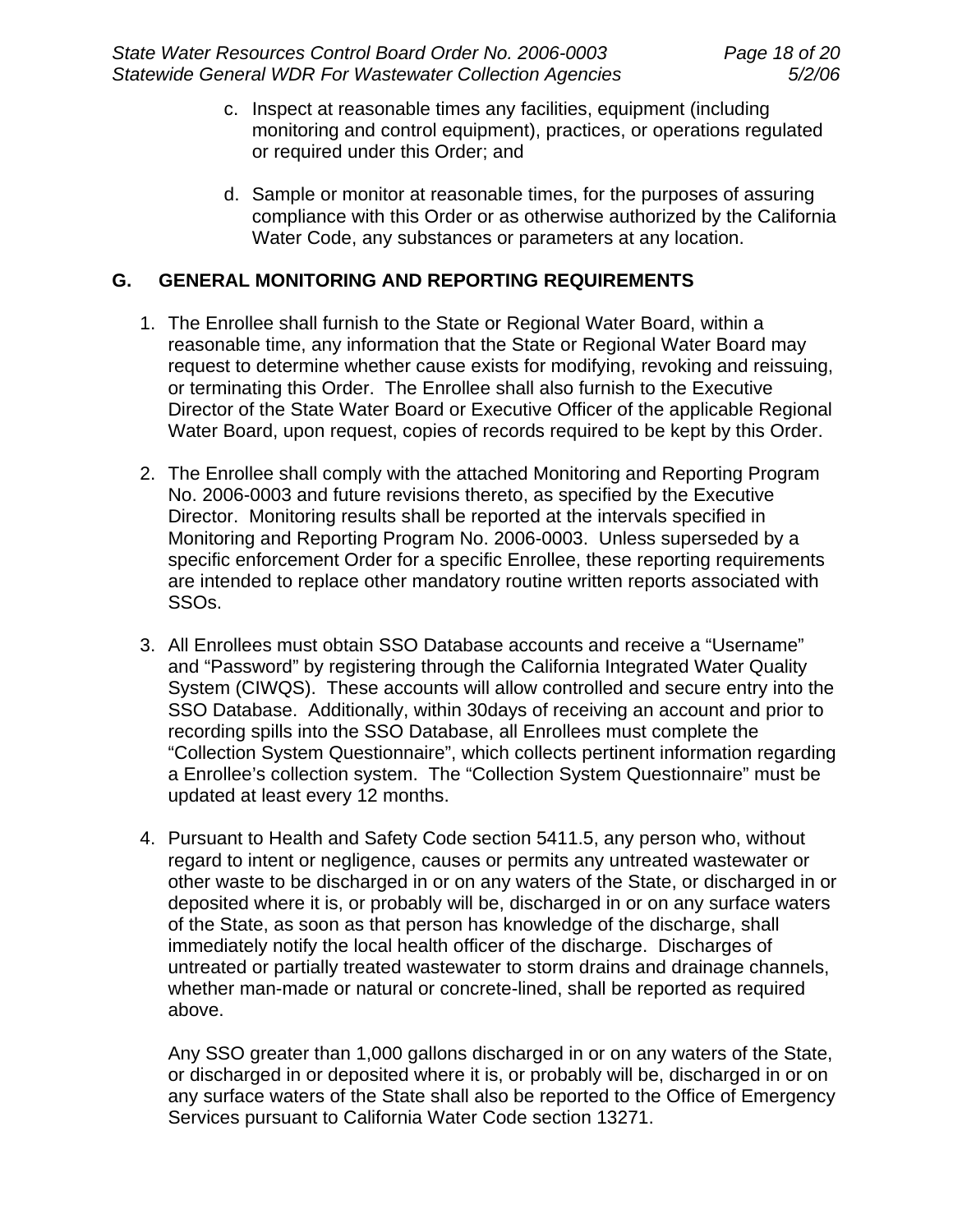c. Inspect at reasonable times any facilities, equipment (including monitoring and control equipment), practices, or operations regulated or required under this Order; and

d. Sample or monitor at reasonable times, for the purposes of assuring compliance with this Order or as otherwise authorized by the California Water Code, any substances or parameters at any location.

## G. GENERAL MONITORING AND REPORTING REQUIREMENTS

1. The Enrollee shall furnish to the State or Regional Water Board, within a reasonable time, any information that the State or Regional Water Board may request to determine whether cause exists for modifying, revoking and reissuing, or terminating this Order. The Enrollee shall also furnish to the Executive Director of the State Water Board or Executive Officer of the applicable Regional Water Board, upon request, copies of records required to be kept by this Order.

2. The Enrollee shall comply with the attached Monitoring and Reporting Program No. 2006-0003 and future revisions thereto, as specified by the Executive Director. Monitoring results shall be reported at the intervals specified in Monitoring and Reporting Program No. 2006-0003. Unless superseded by a specific enforcement Order for a specific Enrollee, these reporting requirements are intended to replace other mandatory routine written reports associated with SSOs.

3. All Enrollees must obtain SSO Database accounts and receive a "Username" and "Password" by registering through the California Integrated Water Quality System (CIWQS). These accounts will allow controlled and secure entry into the SSO Database. Additionally, within 30days of receiving an account and prior to recording spills into the SSO Database, all Enrollees must complete the "Collection System Questionnaire", which collects pertinent information regarding a Enrollee's collection system. The "Collection System Questionnaire" must be updated at least every 12 months.

4. Pursuant to Health and Safety Code section 5411.5, any person who, without regard to intent or negligence, causes or permits any untreated wastewater or other waste to be discharged in or on any waters of the State, or discharged in or deposited where it is, or probably will be, discharged in or on any surface waters of the State, as soon as that person has knowledge of the discharge, shall immediately notify the local health officer of the discharge. Discharges of untreated or partially treated wastewater to storm drains and drainage channels, whether man-made or natural or concrete-lined, shall be reported as required above.

   Any SSO greater than 1,000 gallons discharged in or on any waters of the State, or discharged in or deposited where it is, or probably will be, discharged in or on any surface waters of the State shall also be reported to the Office of Emergency Services pursuant to California Water Code section 13271.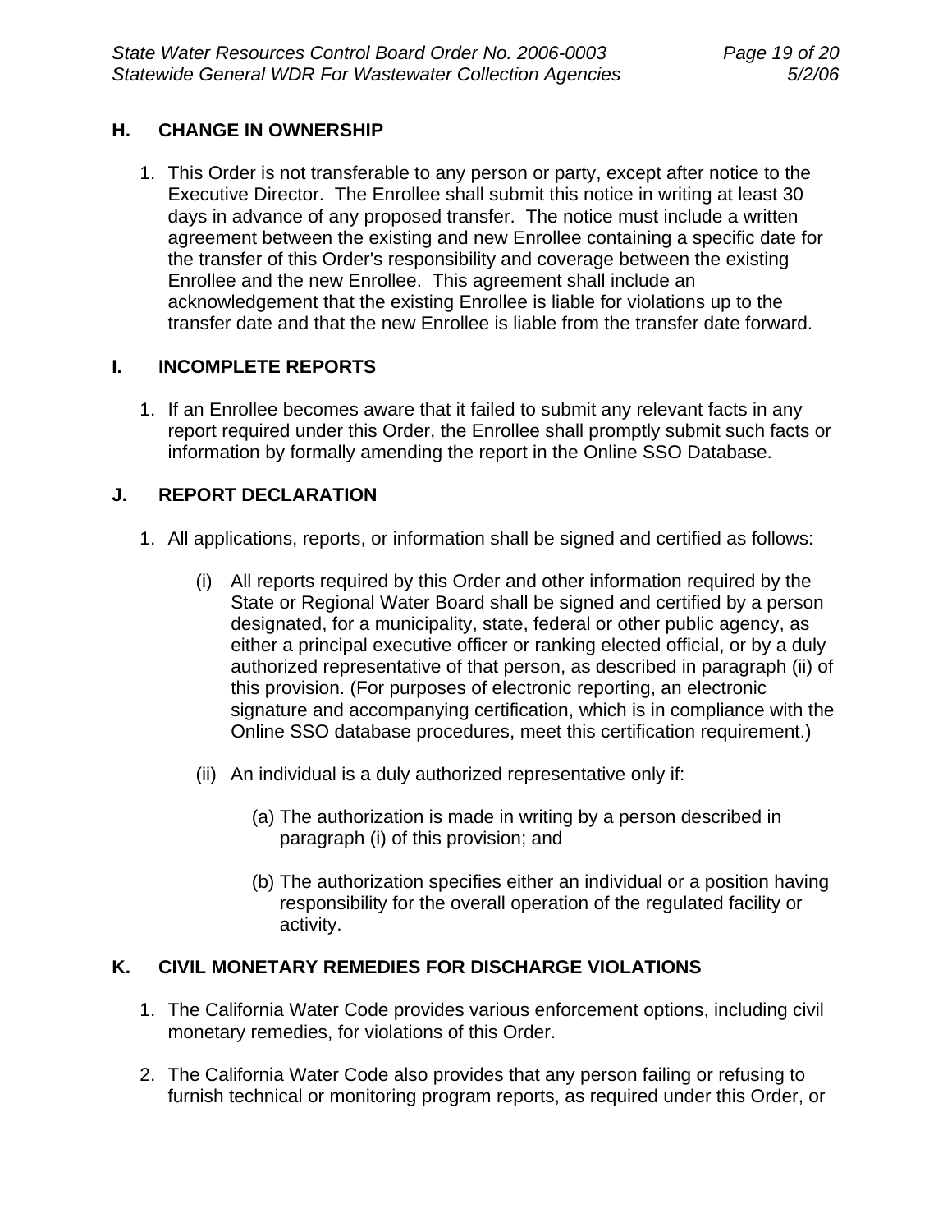## H. CHANGE IN OWNERSHIP

1. This Order is not transferable to any person or party, except after notice to the Executive Director. The Enrollee shall submit this notice in writing at least 30 days in advance of any proposed transfer. The notice must include a written agreement between the existing and new Enrollee containing a specific date for the transfer of this Order's responsibility and coverage between the existing Enrollee and the new Enrollee. This agreement shall include an acknowledgement that the existing Enrollee is liable for violations up to the transfer date and that the new Enrollee is liable from the transfer date forward.

## I. INCOMPLETE REPORTS

1. If an Enrollee becomes aware that it failed to submit any relevant facts in any report required under this Order, the Enrollee shall promptly submit such facts or information by formally amending the report in the Online SSO Database.

## J. REPORT DECLARATION

1. All applications, reports, or information shall be signed and certified as follows:

   (i) All reports required by this Order and other information required by the State or Regional Water Board shall be signed and certified by a person designated, for a municipality, state, federal or other public agency, as either a principal executive officer or ranking elected official, or by a duly authorized representative of that person, as described in paragraph (ii) of this provision. (For purposes of electronic reporting, an electronic signature and accompanying certification, which is in compliance with the Online SSO database procedures, meet this certification requirement.)

   (ii) An individual is a duly authorized representative only if:

   (a) The authorization is made in writing by a person described in paragraph (i) of this provision; and

   (b) The authorization specifies either an individual or a position having responsibility for the overall operation of the regulated facility or activity.

## K. CIVIL MONETARY REMEDIES FOR DISCHARGE VIOLATIONS

1. The California Water Code provides various enforcement options, including civil monetary remedies, for violations of this Order.

2. The California Water Code also provides that any person failing or refusing to furnish technical or monitoring program reports, as required under this Order, or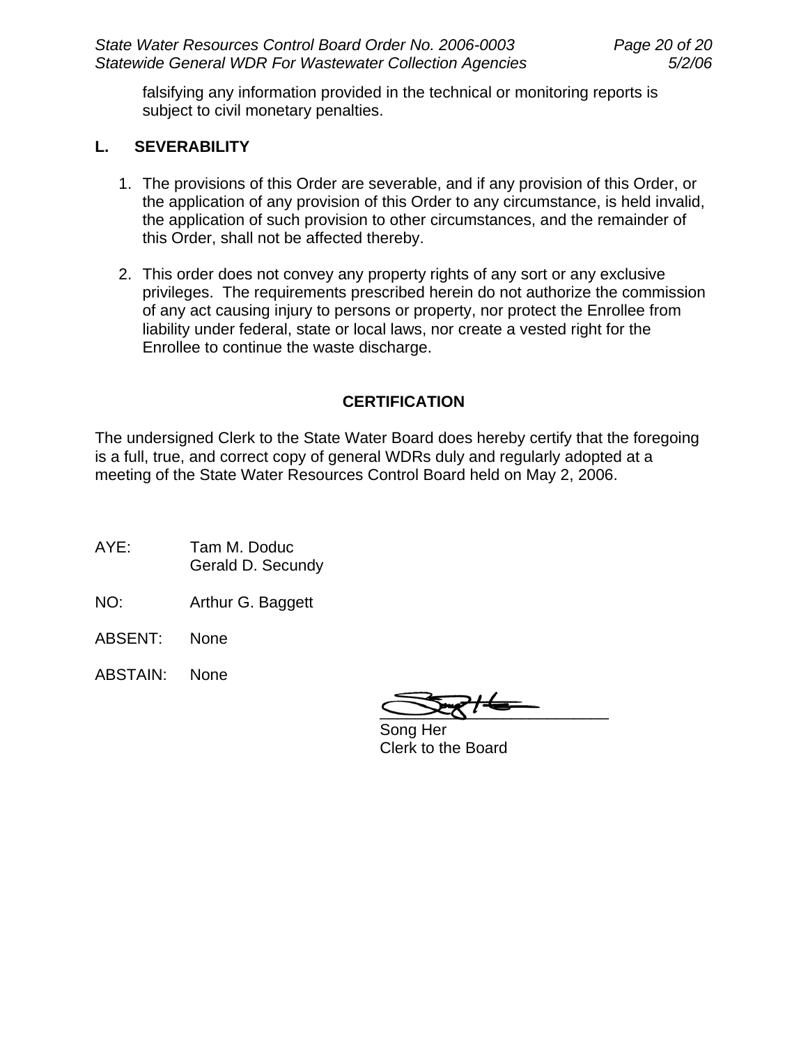falsifying any information provided in the technical or monitoring reports is subject to civil monetary penalties.

## L. SEVERABILITY

1. The provisions of this Order are severable, and if any provision of this Order, or the application of any provision of this Order to any circumstance, is held invalid, the application of such provision to other circumstances, and the remainder of this Order, shall not be affected thereby.

2. This order does not convey any property rights of any sort or any exclusive privileges. The requirements prescribed herein do not authorize the commission of any act causing injury to persons or property, nor protect the Enrollee from liability under federal, state or local laws, nor create a vested right for the Enrollee to continue the waste discharge.

## CERTIFICATION

The undersigned Clerk to the State Water Board does hereby certify that the foregoing is a full, true, and correct copy of general WDRs duly and regularly adopted at a meeting of the State Water Resources Control Board held on May 2, 2006.

AYE: Tam M. Doduc
Gerald D. Secundy

NO: Arthur G. Baggett

ABSENT: None

ABSTAIN: None

Song Her
Clerk to the Board